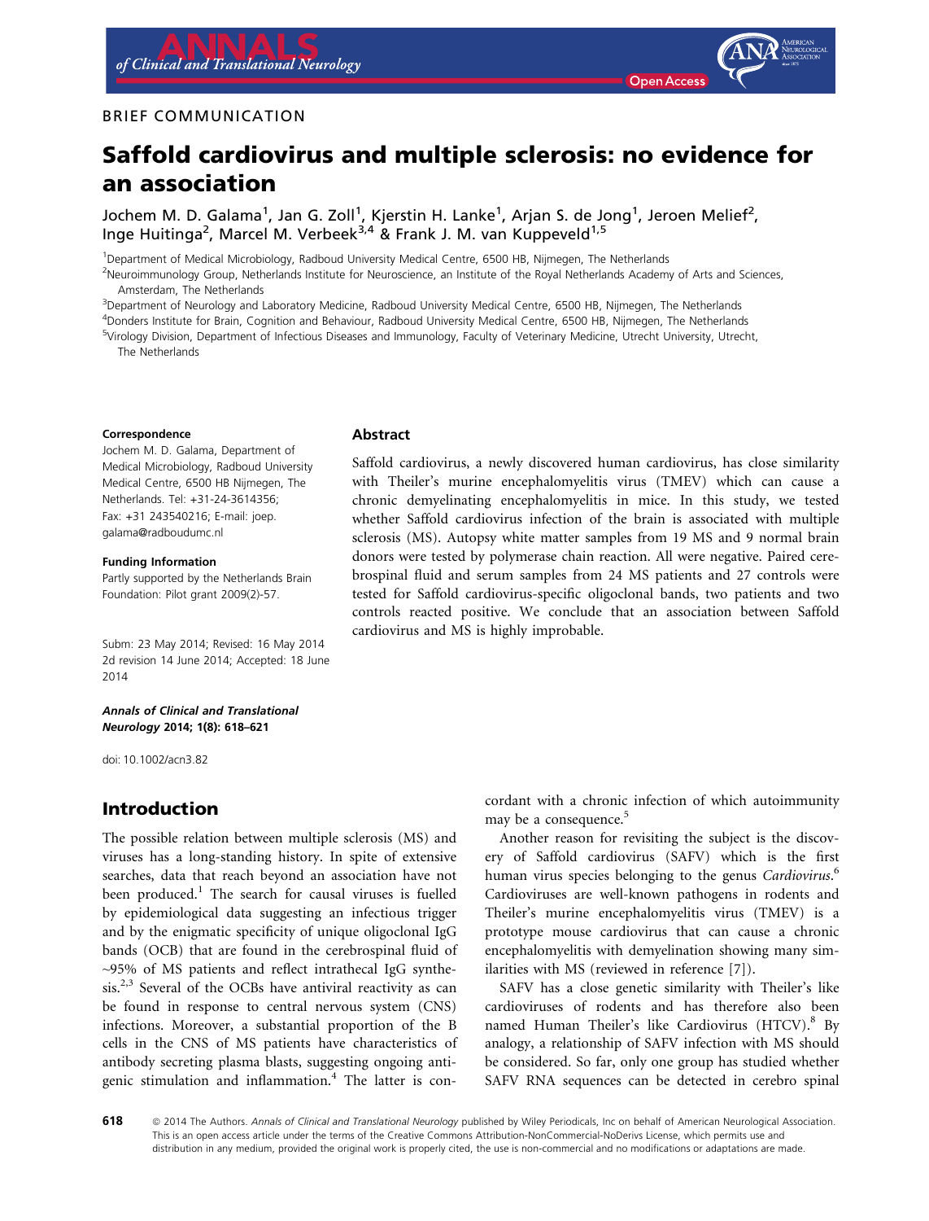BRIEF COMMUNICATION

# Saffold cardiovirus and multiple sclerosis: no evidence for an association

Jochem M. D. Galama[1], Jan G. Zoll[1], Kjerstin H. Lanke[1], Arjan S. de Jong[1], Jeroen Melief[2], Inge Huitinga[2], Marcel M. Verbeek[3,4] & Frank J. M. van Kuppeveld[1,5]

[1]Department of Medical Microbiology, Radboud University Medical Centre, 6500 HB, Nijmegen, The Netherlands
[2]Neuroimmunology Group, Netherlands Institute for Neuroscience, an Institute of the Royal Netherlands Academy of Arts and Sciences, Amsterdam, The Netherlands
[3]Department of Neurology and Laboratory Medicine, Radboud University Medical Centre, 6500 HB, Nijmegen, The Netherlands
[4]Donders Institute for Brain, Cognition and Behaviour, Radboud University Medical Centre, 6500 HB, Nijmegen, The Netherlands
[5]Virology Division, Department of Infectious Diseases and Immunology, Faculty of Veterinary Medicine, Utrecht University, Utrecht, The Netherlands

**Correspondence**
Jochem M. D. Galama, Department of Medical Microbiology, Radboud University Medical Centre, 6500 HB Nijmegen, The Netherlands. Tel: +31-24-3614356; Fax: +31 243540216; E-mail: joep.galama@radboudumc.nl

**Funding Information**
Partly supported by the Netherlands Brain Foundation: Pilot grant 2009(2)-57.

Subm: 23 May 2014; Revised: 16 May 2014 2d revision 14 June 2014; Accepted: 18 June 2014

***Annals of Clinical and Translational Neurology* 2014; 1(8): 618–621**

doi: 10.1002/acn3.82

## Abstract

Saffold cardiovirus, a newly discovered human cardiovirus, has close similarity with Theiler's murine encephalomyelitis virus (TMEV) which can cause a chronic demyelinating encephalomyelitis in mice. In this study, we tested whether Saffold cardiovirus infection of the brain is associated with multiple sclerosis (MS). Autopsy white matter samples from 19 MS and 9 normal brain donors were tested by polymerase chain reaction. All were negative. Paired cerebrospinal fluid and serum samples from 24 MS patients and 27 controls were tested for Saffold cardiovirus-specific oligoclonal bands, two patients and two controls reacted positive. We conclude that an association between Saffold cardiovirus and MS is highly improbable.

## Introduction

The possible relation between multiple sclerosis (MS) and viruses has a long-standing history. In spite of extensive searches, data that reach beyond an association have not been produced.[1] The search for causal viruses is fuelled by epidemiological data suggesting an infectious trigger and by the enigmatic specificity of unique oligoclonal IgG bands (OCB) that are found in the cerebrospinal fluid of ~95% of MS patients and reflect intrathecal IgG synthesis.[2,3] Several of the OCBs have antiviral reactivity as can be found in response to central nervous system (CNS) infections. Moreover, a substantial proportion of the B cells in the CNS of MS patients have characteristics of antibody secreting plasma blasts, suggesting ongoing antigenic stimulation and inflammation.[4] The latter is concordant with a chronic infection of which autoimmunity may be a consequence.[5]

Another reason for revisiting the subject is the discovery of Saffold cardiovirus (SAFV) which is the first human virus species belonging to the genus *Cardiovirus*.[6] Cardioviruses are well-known pathogens in rodents and Theiler's murine encephalomyelitis virus (TMEV) is a prototype mouse cardiovirus that can cause a chronic encephalomyelitis with demyelination showing many similarities with MS (reviewed in reference [7]).

SAFV has a close genetic similarity with Theiler's like cardioviruses of rodents and has therefore also been named Human Theiler's like Cardiovirus (HTCV).[8] By analogy, a relationship of SAFV infection with MS should be considered. So far, only one group has studied whether SAFV RNA sequences can be detected in cerebro spinal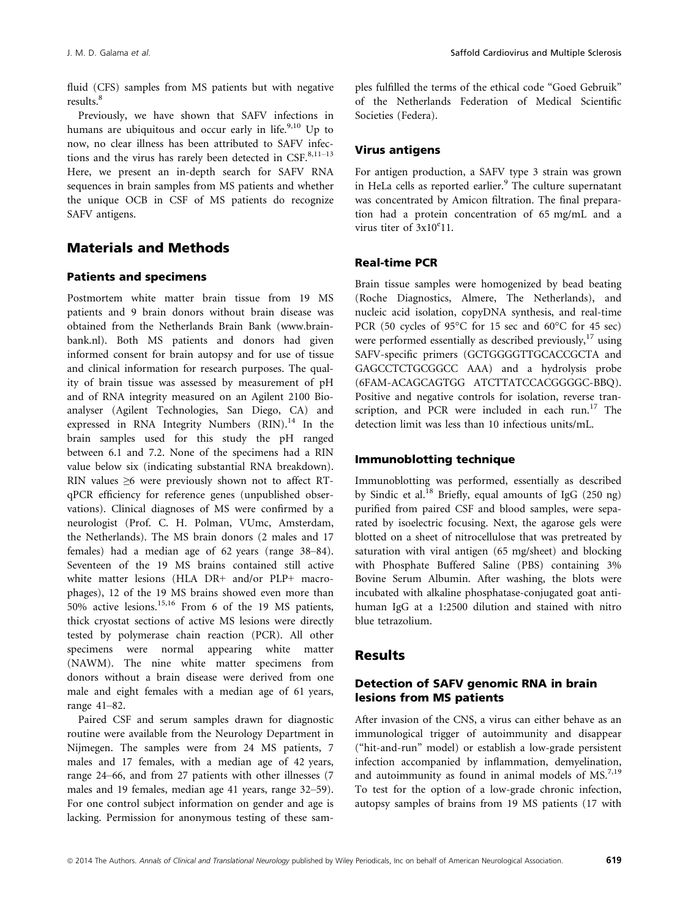fluid (CFS) samples from MS patients but with negative results.[8]

Previously, we have shown that SAFV infections in humans are ubiquitous and occur early in life.[9,10] Up to now, no clear illness has been attributed to SAFV infections and the virus has rarely been detected in CSF.[8,11–13] Here, we present an in-depth search for SAFV RNA sequences in brain samples from MS patients and whether the unique OCB in CSF of MS patients do recognize SAFV antigens.

## Materials and Methods

### Patients and specimens

Postmortem white matter brain tissue from 19 MS patients and 9 brain donors without brain disease was obtained from the Netherlands Brain Bank (www.brainbank.nl). Both MS patients and donors had given informed consent for brain autopsy and for use of tissue and clinical information for research purposes. The quality of brain tissue was assessed by measurement of pH and of RNA integrity measured on an Agilent 2100 Bioanalyser (Agilent Technologies, San Diego, CA) and expressed in RNA Integrity Numbers (RIN).[14] In the brain samples used for this study the pH ranged between 6.1 and 7.2. None of the specimens had a RIN value below six (indicating substantial RNA breakdown). RIN values ≥6 were previously shown not to affect RT-qPCR efficiency for reference genes (unpublished observations). Clinical diagnoses of MS were confirmed by a neurologist (Prof. C. H. Polman, VUmc, Amsterdam, the Netherlands). The MS brain donors (2 males and 17 females) had a median age of 62 years (range 38–84). Seventeen of the 19 MS brains contained still active white matter lesions (HLA DR+ and/or PLP+ macrophages), 12 of the 19 MS brains showed even more than 50% active lesions.[15,16] From 6 of the 19 MS patients, thick cryostat sections of active MS lesions were directly tested by polymerase chain reaction (PCR). All other specimens were normal appearing white matter (NAWM). The nine white matter specimens from donors without a brain disease were derived from one male and eight females with a median age of 61 years, range 41–82.

Paired CSF and serum samples drawn for diagnostic routine were available from the Neurology Department in Nijmegen. The samples were from 24 MS patients, 7 males and 17 females, with a median age of 42 years, range 24–66, and from 27 patients with other illnesses (7 males and 19 females, median age 41 years, range 32–59). For one control subject information on gender and age is lacking. Permission for anonymous testing of these samples fulfilled the terms of the ethical code "Goed Gebruik" of the Netherlands Federation of Medical Scientific Societies (Federa).

### Virus antigens

For antigen production, a SAFV type 3 strain was grown in HeLa cells as reported earlier.[9] The culture supernatant was concentrated by Amicon filtration. The final preparation had a protein concentration of 65 mg/mL and a virus titer of 3x10ᵉ11.

### Real-time PCR

Brain tissue samples were homogenized by bead beating (Roche Diagnostics, Almere, The Netherlands), and nucleic acid isolation, copyDNA synthesis, and real-time PCR (50 cycles of 95°C for 15 sec and 60°C for 45 sec) were performed essentially as described previously,[17] using SAFV-specific primers (GCTGGGGTTGCACCGCTA and GAGCCTCTGCGGCC AAA) and a hydrolysis probe (6FAM-ACAGCAGTGG ATCTTATCCACGGGGC-BBQ). Positive and negative controls for isolation, reverse transcription, and PCR were included in each run.[17] The detection limit was less than 10 infectious units/mL.

### Immunoblotting technique

Immunoblotting was performed, essentially as described by Sindic et al.[18] Briefly, equal amounts of IgG (250 ng) purified from paired CSF and blood samples, were separated by isoelectric focusing. Next, the agarose gels were blotted on a sheet of nitrocellulose that was pretreated by saturation with viral antigen (65 mg/sheet) and blocking with Phosphate Buffered Saline (PBS) containing 3% Bovine Serum Albumin. After washing, the blots were incubated with alkaline phosphatase-conjugated goat anti-human IgG at a 1:2500 dilution and stained with nitro blue tetrazolium.

## Results

### Detection of SAFV genomic RNA in brain lesions from MS patients

After invasion of the CNS, a virus can either behave as an immunological trigger of autoimmunity and disappear ("hit-and-run" model) or establish a low-grade persistent infection accompanied by inflammation, demyelination, and autoimmunity as found in animal models of MS.[7,19] To test for the option of a low-grade chronic infection, autopsy samples of brains from 19 MS patients (17 with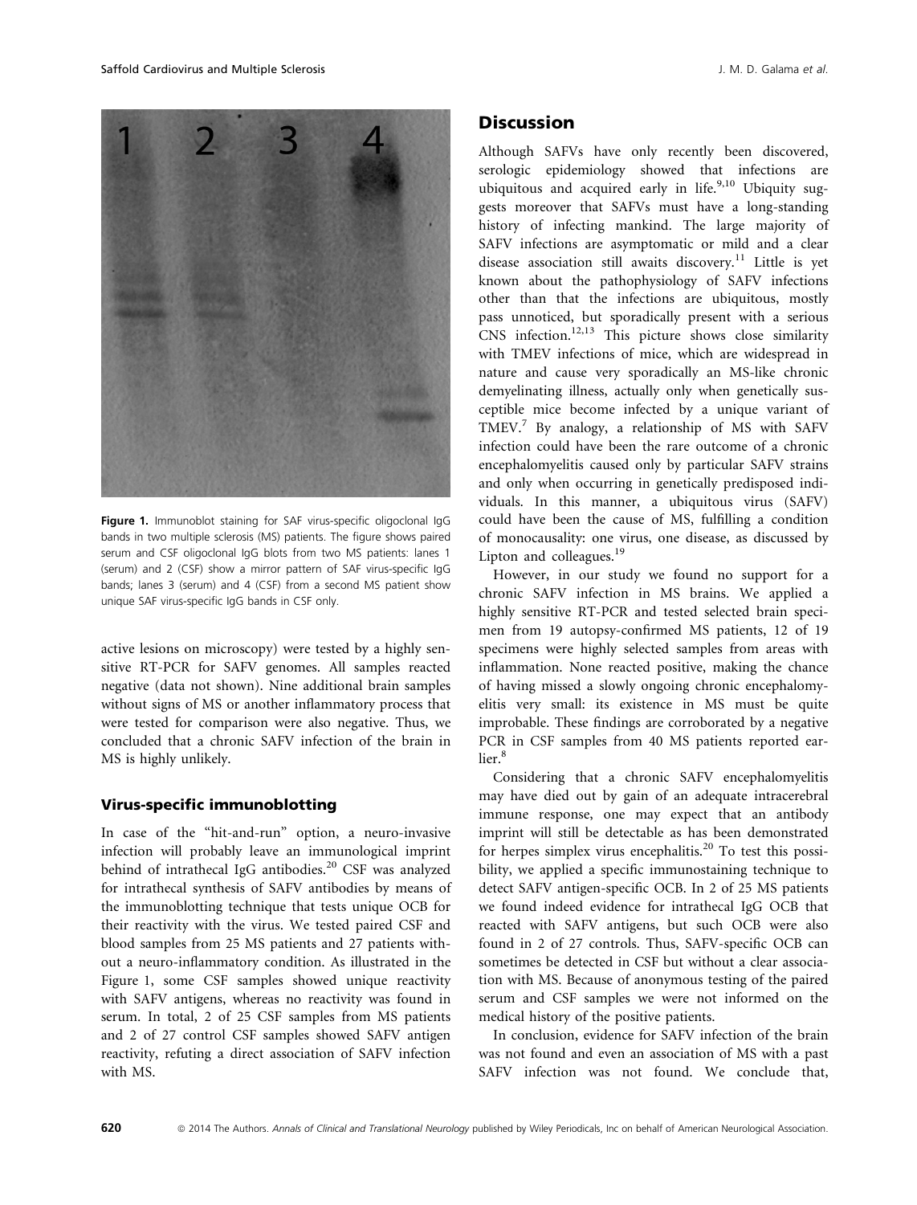Figure 1. Immunoblot staining for SAF virus-specific oligoclonal IgG bands in two multiple sclerosis (MS) patients. The figure shows paired serum and CSF oligoclonal IgG blots from two MS patients: lanes 1 (serum) and 2 (CSF) show a mirror pattern of SAF virus-specific IgG bands; lanes 3 (serum) and 4 (CSF) from a second MS patient show unique SAF virus-specific IgG bands in CSF only.

active lesions on microscopy) were tested by a highly sensitive RT-PCR for SAFV genomes. All samples reacted negative (data not shown). Nine additional brain samples without signs of MS or another inflammatory process that were tested for comparison were also negative. Thus, we concluded that a chronic SAFV infection of the brain in MS is highly unlikely.

### Virus-specific immunoblotting

In case of the "hit-and-run" option, a neuro-invasive infection will probably leave an immunological imprint behind of intrathecal IgG antibodies.[20] CSF was analyzed for intrathecal synthesis of SAFV antibodies by means of the immunoblotting technique that tests unique OCB for their reactivity with the virus. We tested paired CSF and blood samples from 25 MS patients and 27 patients without a neuro-inflammatory condition. As illustrated in the Figure 1, some CSF samples showed unique reactivity with SAFV antigens, whereas no reactivity was found in serum. In total, 2 of 25 CSF samples from MS patients and 2 of 27 control CSF samples showed SAFV antigen reactivity, refuting a direct association of SAFV infection with MS.

## Discussion

Although SAFVs have only recently been discovered, serologic epidemiology showed that infections are ubiquitous and acquired early in life.[9,10] Ubiquity suggests moreover that SAFVs must have a long-standing history of infecting mankind. The large majority of SAFV infections are asymptomatic or mild and a clear disease association still awaits discovery.[11] Little is yet known about the pathophysiology of SAFV infections other than that the infections are ubiquitous, mostly pass unnoticed, but sporadically present with a serious CNS infection.[12,13] This picture shows close similarity with TMEV infections of mice, which are widespread in nature and cause very sporadically an MS-like chronic demyelinating illness, actually only when genetically susceptible mice become infected by a unique variant of TMEV.[7] By analogy, a relationship of MS with SAFV infection could have been the rare outcome of a chronic encephalomyelitis caused only by particular SAFV strains and only when occurring in genetically predisposed individuals. In this manner, a ubiquitous virus (SAFV) could have been the cause of MS, fulfilling a condition of monocausality: one virus, one disease, as discussed by Lipton and colleagues.[19]

However, in our study we found no support for a chronic SAFV infection in MS brains. We applied a highly sensitive RT-PCR and tested selected brain specimen from 19 autopsy-confirmed MS patients, 12 of 19 specimens were highly selected samples from areas with inflammation. None reacted positive, making the chance of having missed a slowly ongoing chronic encephalomyelitis very small: its existence in MS must be quite improbable. These findings are corroborated by a negative PCR in CSF samples from 40 MS patients reported earlier.[8]

Considering that a chronic SAFV encephalomyelitis may have died out by gain of an adequate intracerebral immune response, one may expect that an antibody imprint will still be detectable as has been demonstrated for herpes simplex virus encephalitis.[20] To test this possibility, we applied a specific immunostaining technique to detect SAFV antigen-specific OCB. In 2 of 25 MS patients we found indeed evidence for intrathecal IgG OCB that reacted with SAFV antigens, but such OCB were also found in 2 of 27 controls. Thus, SAFV-specific OCB can sometimes be detected in CSF but without a clear association with MS. Because of anonymous testing of the paired serum and CSF samples we were not informed on the medical history of the positive patients.

In conclusion, evidence for SAFV infection of the brain was not found and even an association of MS with a past SAFV infection was not found. We conclude that,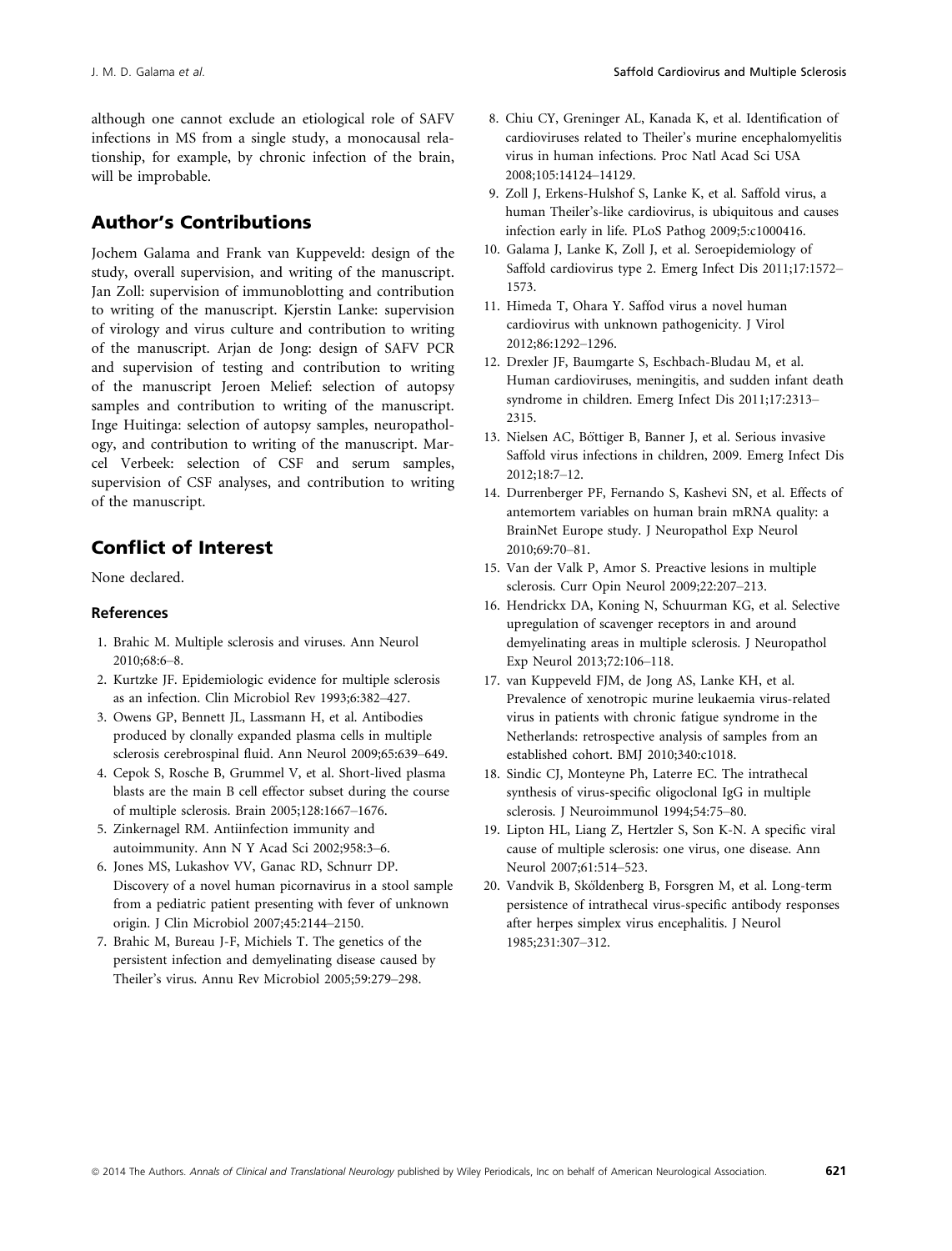although one cannot exclude an etiological role of SAFV infections in MS from a single study, a monocausal relationship, for example, by chronic infection of the brain, will be improbable.

## Author's Contributions

Jochem Galama and Frank van Kuppeveld: design of the study, overall supervision, and writing of the manuscript. Jan Zoll: supervision of immunoblotting and contribution to writing of the manuscript. Kjerstin Lanke: supervision of virology and virus culture and contribution to writing of the manuscript. Arjan de Jong: design of SAFV PCR and supervision of testing and contribution to writing of the manuscript Jeroen Melief: selection of autopsy samples and contribution to writing of the manuscript. Inge Huitinga: selection of autopsy samples, neuropathology, and contribution to writing of the manuscript. Marcel Verbeek: selection of CSF and serum samples, supervision of CSF analyses, and contribution to writing of the manuscript.

## Conflict of Interest

None declared.

### References

1. Brahic M. Multiple sclerosis and viruses. Ann Neurol 2010;68:6–8.
2. Kurtzke JF. Epidemiologic evidence for multiple sclerosis as an infection. Clin Microbiol Rev 1993;6:382–427.
3. Owens GP, Bennett JL, Lassmann H, et al. Antibodies produced by clonally expanded plasma cells in multiple sclerosis cerebrospinal fluid. Ann Neurol 2009;65:639–649.
4. Cepok S, Rosche B, Grummel V, et al. Short-lived plasma blasts are the main B cell effector subset during the course of multiple sclerosis. Brain 2005;128:1667–1676.
5. Zinkernagel RM. Antiinfection immunity and autoimmunity. Ann N Y Acad Sci 2002;958:3–6.
6. Jones MS, Lukashov VV, Ganac RD, Schnurr DP. Discovery of a novel human picornavirus in a stool sample from a pediatric patient presenting with fever of unknown origin. J Clin Microbiol 2007;45:2144–2150.
7. Brahic M, Bureau J-F, Michiels T. The genetics of the persistent infection and demyelinating disease caused by Theiler's virus. Annu Rev Microbiol 2005;59:279–298.
8. Chiu CY, Greninger AL, Kanada K, et al. Identification of cardioviruses related to Theiler's murine encephalomyelitis virus in human infections. Proc Natl Acad Sci USA 2008;105:14124–14129.
9. Zoll J, Erkens-Hulshof S, Lanke K, et al. Saffold virus, a human Theiler's-like cardiovirus, is ubiquitous and causes infection early in life. PLoS Pathog 2009;5:c1000416.
10. Galama J, Lanke K, Zoll J, et al. Seroepidemiology of Saffold cardiovirus type 2. Emerg Infect Dis 2011;17:1572–1573.
11. Himeda T, Ohara Y. Saffod virus a novel human cardiovirus with unknown pathogenicity. J Virol 2012;86:1292–1296.
12. Drexler JF, Baumgarte S, Eschbach-Bludau M, et al. Human cardioviruses, meningitis, and sudden infant death syndrome in children. Emerg Infect Dis 2011;17:2313–2315.
13. Nielsen AC, Böttiger B, Banner J, et al. Serious invasive Saffold virus infections in children, 2009. Emerg Infect Dis 2012;18:7–12.
14. Durrenberger PF, Fernando S, Kashevi SN, et al. Effects of antemortem variables on human brain mRNA quality: a BrainNet Europe study. J Neuropathol Exp Neurol 2010;69:70–81.
15. Van der Valk P, Amor S. Preactive lesions in multiple sclerosis. Curr Opin Neurol 2009;22:207–213.
16. Hendrickx DA, Koning N, Schuurman KG, et al. Selective upregulation of scavenger receptors in and around demyelinating areas in multiple sclerosis. J Neuropathol Exp Neurol 2013;72:106–118.
17. van Kuppeveld FJM, de Jong AS, Lanke KH, et al. Prevalence of xenotropic murine leukaemia virus-related virus in patients with chronic fatigue syndrome in the Netherlands: retrospective analysis of samples from an established cohort. BMJ 2010;340:c1018.
18. Sindic CJ, Monteyne Ph, Laterre EC. The intrathecal synthesis of virus-specific oligoclonal IgG in multiple sclerosis. J Neuroimmunol 1994;54:75–80.
19. Lipton HL, Liang Z, Hertzler S, Son K-N. A specific viral cause of multiple sclerosis: one virus, one disease. Ann Neurol 2007;61:514–523.
20. Vandvik B, Sköldenberg B, Forsgren M, et al. Long-term persistence of intrathecal virus-specific antibody responses after herpes simplex virus encephalitis. J Neurol 1985;231:307–312.